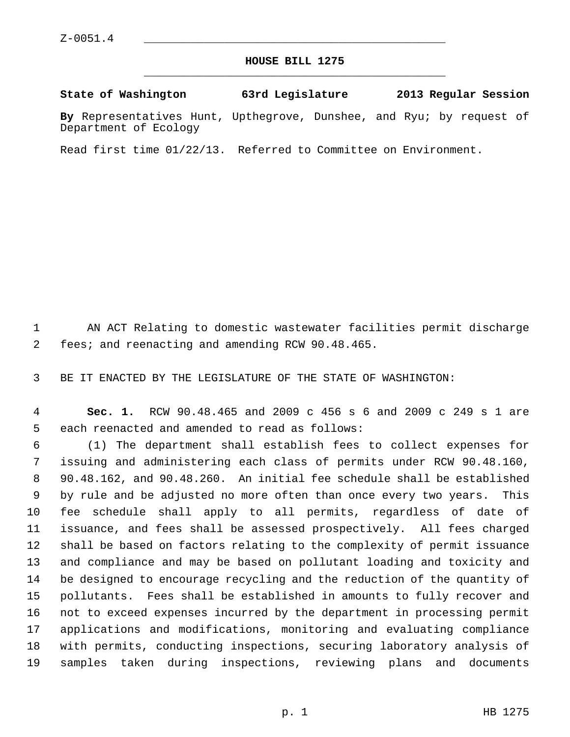Z-0051.4

# HOUSE BILL 1275

**State of Washington 63rd Legislature 2013 Regular Session**

**By** Representatives Hunt, Upthegrove, Dunshee, and Ryu; by request of Department of Ecology

Read first time 01/22/13. Referred to Committee on Environment.

AN ACT Relating to domestic wastewater facilities permit discharge fees; and reenacting and amending RCW 90.48.465.

BE IT ENACTED BY THE LEGISLATURE OF THE STATE OF WASHINGTON:

**Sec. 1.** RCW 90.48.465 and 2009 c 456 s 6 and 2009 c 249 s 1 are each reenacted and amended to read as follows:

(1) The department shall establish fees to collect expenses for issuing and administering each class of permits under RCW 90.48.160, 90.48.162, and 90.48.260. An initial fee schedule shall be established by rule and be adjusted no more often than once every two years. This fee schedule shall apply to all permits, regardless of date of issuance, and fees shall be assessed prospectively. All fees charged shall be based on factors relating to the complexity of permit issuance and compliance and may be based on pollutant loading and toxicity and be designed to encourage recycling and the reduction of the quantity of pollutants. Fees shall be established in amounts to fully recover and not to exceed expenses incurred by the department in processing permit applications and modifications, monitoring and evaluating compliance with permits, conducting inspections, securing laboratory analysis of samples taken during inspections, reviewing plans and documents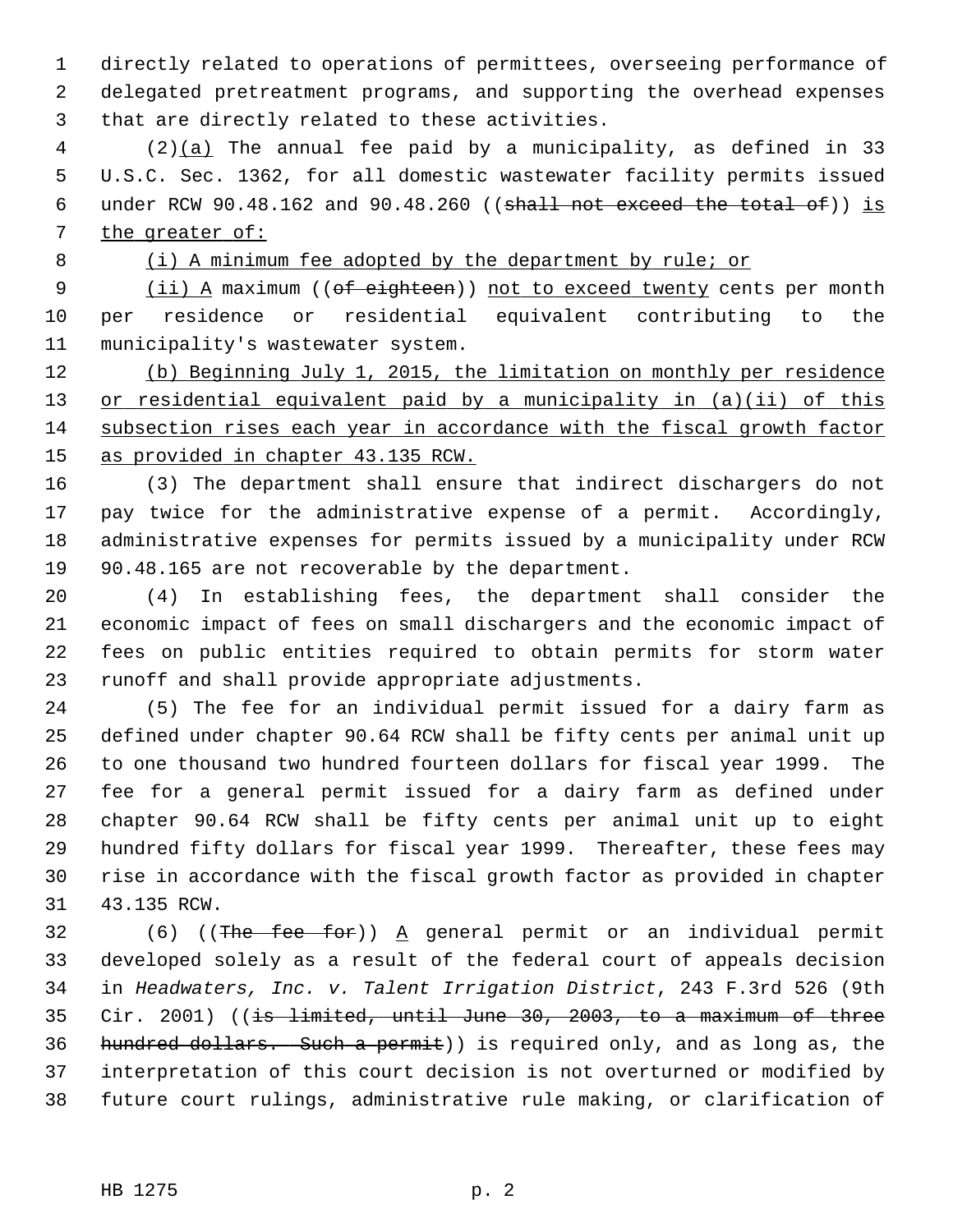directly related to operations of permittees, overseeing performance of delegated pretreatment programs, and supporting the overhead expenses that are directly related to these activities.

(2)<u>(a)</u> The annual fee paid by a municipality, as defined in 33 U.S.C. Sec. 1362, for all domestic wastewater facility permits issued under RCW 90.48.162 and 90.48.260 ((~~shall not exceed the total of~~)) <u>is the greater of:</u>

<u>(i) A minimum fee adopted by the department by rule; or</u>

<u>(ii) A</u> maximum ((~~of eighteen~~)) <u>not to exceed twenty</u> cents per month per residence or residential equivalent contributing to the municipality's wastewater system.

<u>(b) Beginning July 1, 2015, the limitation on monthly per residence or residential equivalent paid by a municipality in (a)(ii) of this subsection rises each year in accordance with the fiscal growth factor as provided in chapter 43.135 RCW.</u>

(3) The department shall ensure that indirect dischargers do not pay twice for the administrative expense of a permit. Accordingly, administrative expenses for permits issued by a municipality under RCW 90.48.165 are not recoverable by the department.

(4) In establishing fees, the department shall consider the economic impact of fees on small dischargers and the economic impact of fees on public entities required to obtain permits for storm water runoff and shall provide appropriate adjustments.

(5) The fee for an individual permit issued for a dairy farm as defined under chapter 90.64 RCW shall be fifty cents per animal unit up to one thousand two hundred fourteen dollars for fiscal year 1999. The fee for a general permit issued for a dairy farm as defined under chapter 90.64 RCW shall be fifty cents per animal unit up to eight hundred fifty dollars for fiscal year 1999. Thereafter, these fees may rise in accordance with the fiscal growth factor as provided in chapter 43.135 RCW.

(6) ((~~The fee for~~)) <u>A</u> general permit or an individual permit developed solely as a result of the federal court of appeals decision in *Headwaters, Inc. v. Talent Irrigation District*, 243 F.3rd 526 (9th Cir. 2001) ((~~is limited, until June 30, 2003, to a maximum of three hundred dollars. Such a permit~~)) is required only, and as long as, the interpretation of this court decision is not overturned or modified by future court rulings, administrative rule making, or clarification of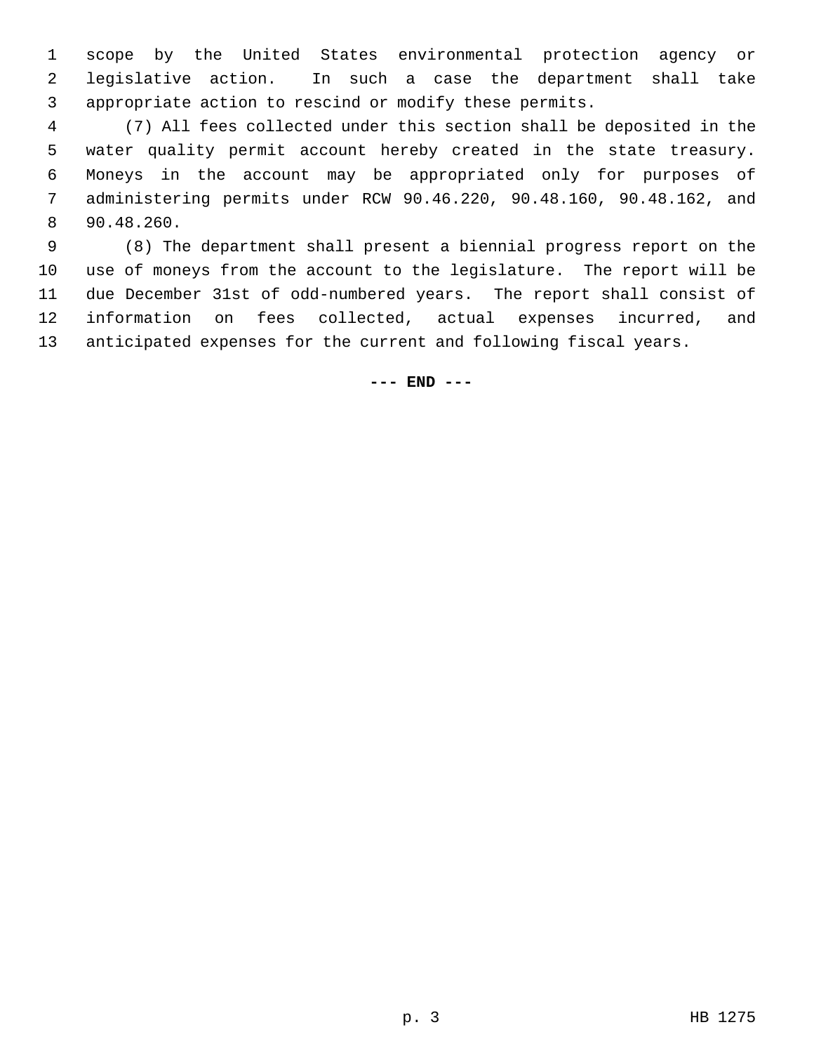scope by the United States environmental protection agency or legislative action. In such a case the department shall take appropriate action to rescind or modify these permits.

(7) All fees collected under this section shall be deposited in the water quality permit account hereby created in the state treasury. Moneys in the account may be appropriated only for purposes of administering permits under RCW 90.46.220, 90.48.160, 90.48.162, and 90.48.260.

(8) The department shall present a biennial progress report on the use of moneys from the account to the legislature. The report will be due December 31st of odd-numbered years. The report shall consist of information on fees collected, actual expenses incurred, and anticipated expenses for the current and following fiscal years.

**--- END ---**